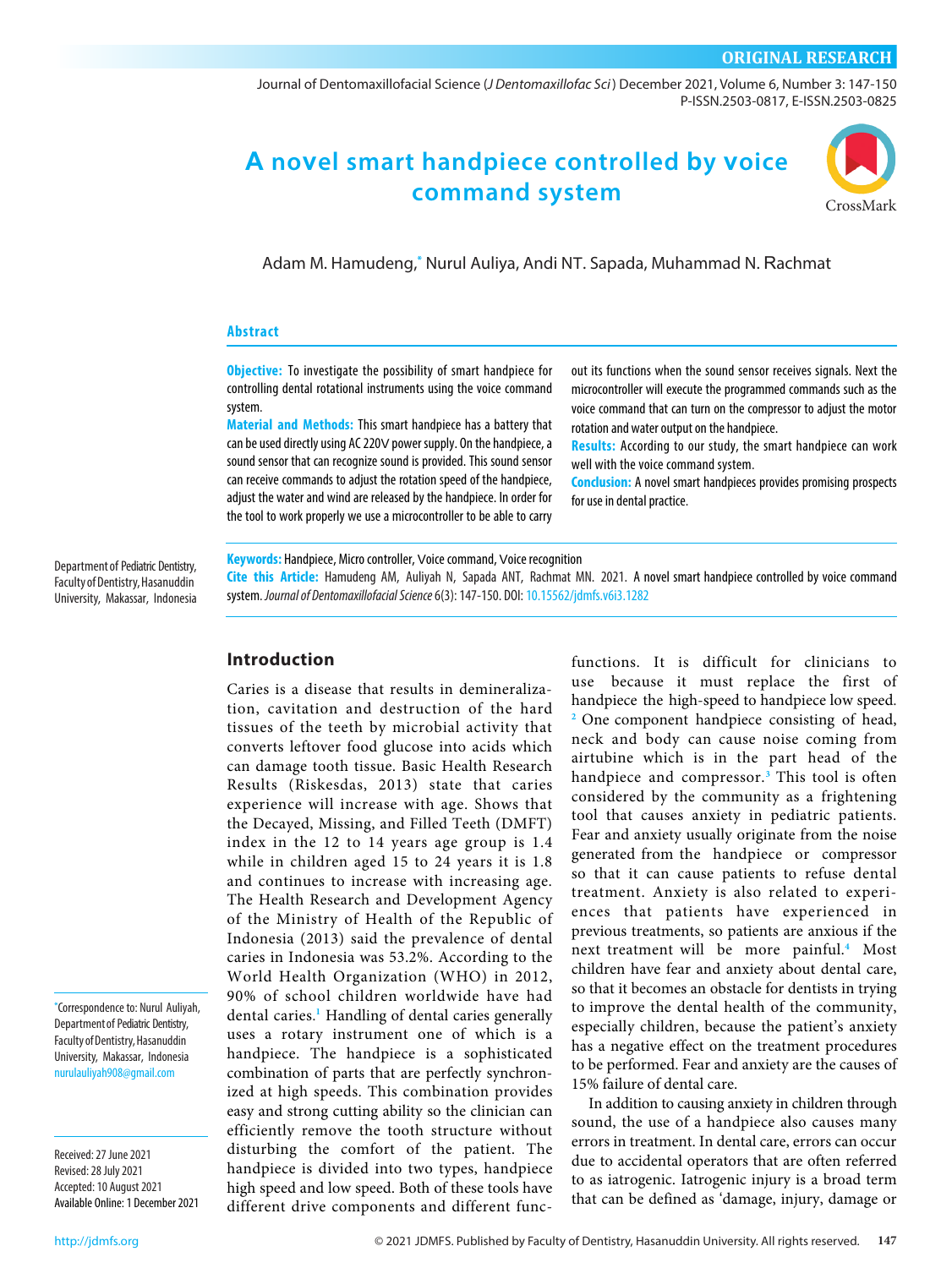ORIGINAL RESEARCH

# A novel smart handpiece controlled by voice command system

Adam M. Hamudeng,* Nurul Auliya, Andi NT. Sapada, Muhammad N. Rachmat

Department of Pediatric Dentistry, Faculty of Dentistry, Hasanuddin University, Makassar, Indonesia

## Abstract

**Objective:** To investigate the possibility of smart handpiece for controlling dental rotational instruments using the voice command system.

**Material and Methods:** This smart handpiece has a battery that can be used directly using AC 220V power supply. On the handpiece, a sound sensor that can recognize sound is provided. This sound sensor can receive commands to adjust the rotation speed of the handpiece, adjust the water and wind are released by the handpiece. In order for the tool to work properly we use a microcontroller to be able to carry out its functions when the sound sensor receives signals. Next the microcontroller will execute the programmed commands such as the voice command that can turn on the compressor to adjust the motor rotation and water output on the handpiece.

**Results:** According to our study, the smart handpiece can work well with the voice command system.

**Conclusion:** A novel smart handpieces provides promising prospects for use in dental practice.

**Keywords:** Handpiece, Micro controller, Voice command, Voice recognition

**Cite this Article:** Hamudeng AM, Auliyah N, Sapada ANT, Rachmat MN. 2021. A novel smart handpiece controlled by voice command system. *Journal of Dentomaxillofacial Science* 6(3): 147-150. DOI: 10.15562/jdmfs.v6i3.1282

*Correspondence to: Nurul Auliyah, Department of Pediatric Dentistry, Faculty of Dentistry, Hasanuddin University, Makassar, Indonesia nurulauliyah908@gmail.com

Received: 27 June 2021
Revised: 28 July 2021
Accepted: 10 August 2021
Available Online: 1 December 2021

## Introduction

Caries is a disease that results in demineralization, cavitation and destruction of the hard tissues of the teeth by microbial activity that converts leftover food glucose into acids which can damage tooth tissue. Basic Health Research Results (Riskesdas, 2013) state that caries experience will increase with age. Shows that the Decayed, Missing, and Filled Teeth (DMFT) index in the 12 to 14 years age group is 1.4 while in children aged 15 to 24 years it is 1.8 and continues to increase with increasing age. The Health Research and Development Agency of the Ministry of Health of the Republic of Indonesia (2013) said the prevalence of dental caries in Indonesia was 53.2%. According to the World Health Organization (WHO) in 2012, 90% of school children worldwide have had dental caries.[1] Handling of dental caries generally uses a rotary instrument one of which is a handpiece. The handpiece is a sophisticated combination of parts that are perfectly synchronized at high speeds. This combination provides easy and strong cutting ability so the clinician can efficiently remove the tooth structure without disturbing the comfort of the patient. The handpiece is divided into two types, handpiece high speed and low speed. Both of these tools have different drive components and different functions. It is difficult for clinicians to use because it must replace the first of handpiece the high-speed to handpiece low speed.[2] One component handpiece consisting of head, neck and body can cause noise coming from airtubine which is in the part head of the handpiece and compressor.[3] This tool is often considered by the community as a frightening tool that causes anxiety in pediatric patients. Fear and anxiety usually originate from the noise generated from the handpiece or compressor so that it can cause patients to refuse dental treatment. Anxiety is also related to experiences that patients have experienced in previous treatments, so patients are anxious if the next treatment will be more painful.[4] Most children have fear and anxiety about dental care, so that it becomes an obstacle for dentists in trying to improve the dental health of the community, especially children, because the patient's anxiety has a negative effect on the treatment procedures to be performed. Fear and anxiety are the causes of 15% failure of dental care.

In addition to causing anxiety in children through sound, the use of a handpiece also causes many errors in treatment. In dental care, errors can occur due to accidental operators that are often referred to as iatrogenic. Iatrogenic injury is a broad term that can be defined as 'damage, injury, damage or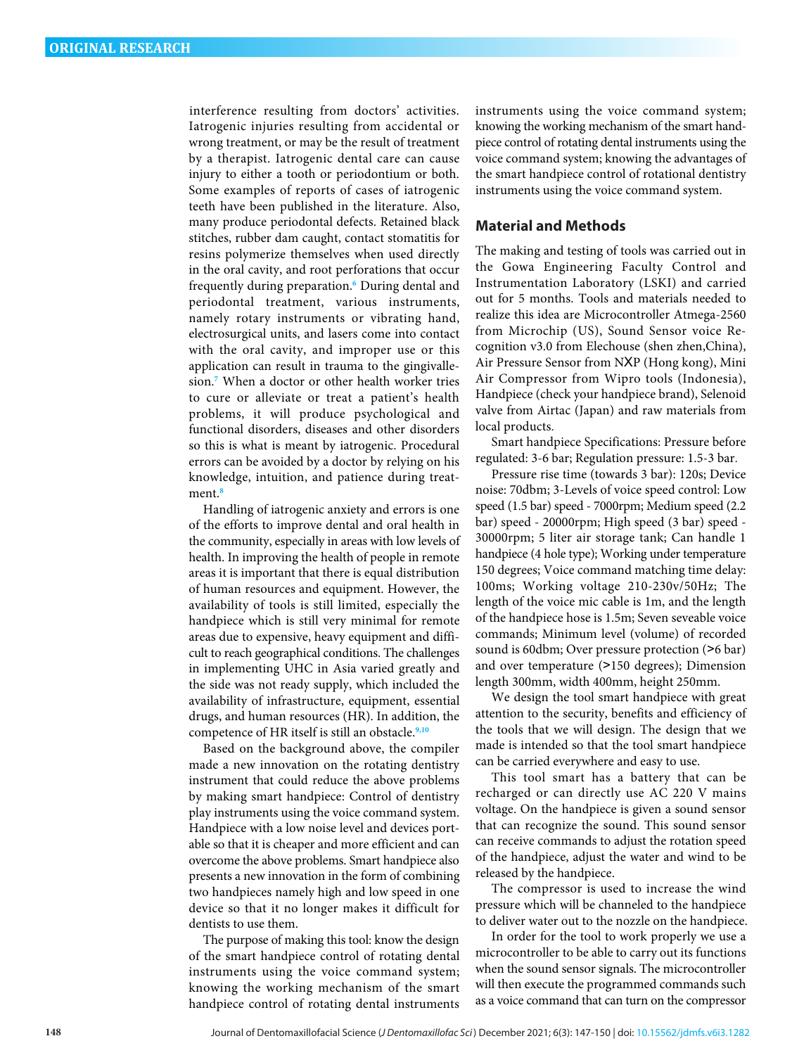interference resulting from doctors' activities. Iatrogenic injuries resulting from accidental or wrong treatment, or may be the result of treatment by a therapist. Iatrogenic dental care can cause injury to either a tooth or periodontium or both. Some examples of reports of cases of iatrogenic teeth have been published in the literature. Also, many produce periodontal defects. Retained black stitches, rubber dam caught, contact stomatitis for resins polymerize themselves when used directly in the oral cavity, and root perforations that occur frequently during preparation.[6] During dental and periodontal treatment, various instruments, namely rotary instruments or vibrating hand, electrosurgical units, and lasers come into contact with the oral cavity, and improper use or this application can result in trauma to the gingivallesion.[7] When a doctor or other health worker tries to cure or alleviate or treat a patient's health problems, it will produce psychological and functional disorders, diseases and other disorders so this is what is meant by iatrogenic. Procedural errors can be avoided by a doctor by relying on his knowledge, intuition, and patience during treatment.[8]

Handling of iatrogenic anxiety and errors is one of the efforts to improve dental and oral health in the community, especially in areas with low levels of health. In improving the health of people in remote areas it is important that there is equal distribution of human resources and equipment. However, the availability of tools is still limited, especially the handpiece which is still very minimal for remote areas due to expensive, heavy equipment and difficult to reach geographical conditions. The challenges in implementing UHC in Asia varied greatly and the side was not ready supply, which included the availability of infrastructure, equipment, essential drugs, and human resources (HR). In addition, the competence of HR itself is still an obstacle.[9,10]

Based on the background above, the compiler made a new innovation on the rotating dentistry instrument that could reduce the above problems by making smart handpiece: Control of dentistry play instruments using the voice command system. Handpiece with a low noise level and devices portable so that it is cheaper and more efficient and can overcome the above problems. Smart handpiece also presents a new innovation in the form of combining two handpieces namely high and low speed in one device so that it no longer makes it difficult for dentists to use them.

The purpose of making this tool: know the design of the smart handpiece control of rotating dental instruments using the voice command system; knowing the working mechanism of the smart handpiece control of rotating dental instruments using the voice command system; knowing the working mechanism of the smart handpiece control of rotating dental instruments using the voice command system; knowing the advantages of the smart handpiece control of rotational dentistry instruments using the voice command system.

## Material and Methods

The making and testing of tools was carried out in the Gowa Engineering Faculty Control and Instrumentation Laboratory (LSKI) and carried out for 5 months. Tools and materials needed to realize this idea are Microcontroller Atmega-2560 from Microchip (US), Sound Sensor voice Recognition v3.0 from Elechouse (shen zhen,China), Air Pressure Sensor from NXP (Hong kong), Mini Air Compressor from Wipro tools (Indonesia), Handpiece (check your handpiece brand), Selenoid valve from Airtac (Japan) and raw materials from local products.

Smart handpiece Specifications: Pressure before regulated: 3-6 bar; Regulation pressure: 1.5-3 bar.

Pressure rise time (towards 3 bar): 120s; Device noise: 70dbm; 3-Levels of voice speed control: Low speed (1.5 bar) speed - 7000rpm; Medium speed (2.2 bar) speed - 20000rpm; High speed (3 bar) speed - 30000rpm; 5 liter air storage tank; Can handle 1 handpiece (4 hole type); Working under temperature 150 degrees; Voice command matching time delay: 100ms; Working voltage 210-230v/50Hz; The length of the voice mic cable is 1m, and the length of the handpiece hose is 1.5m; Seven seveable voice commands; Minimum level (volume) of recorded sound is 60dbm; Over pressure protection (>6 bar) and over temperature (>150 degrees); Dimension length 300mm, width 400mm, height 250mm.

We design the tool smart handpiece with great attention to the security, benefits and efficiency of the tools that we will design. The design that we made is intended so that the tool smart handpiece can be carried everywhere and easy to use.

This tool smart has a battery that can be recharged or can directly use AC 220 V mains voltage. On the handpiece is given a sound sensor that can recognize the sound. This sound sensor can receive commands to adjust the rotation speed of the handpiece, adjust the water and wind to be released by the handpiece.

The compressor is used to increase the wind pressure which will be channeled to the handpiece to deliver water out to the nozzle on the handpiece.

In order for the tool to work properly we use a microcontroller to be able to carry out its functions when the sound sensor signals. The microcontroller will then execute the programmed commands such as a voice command that can turn on the compressor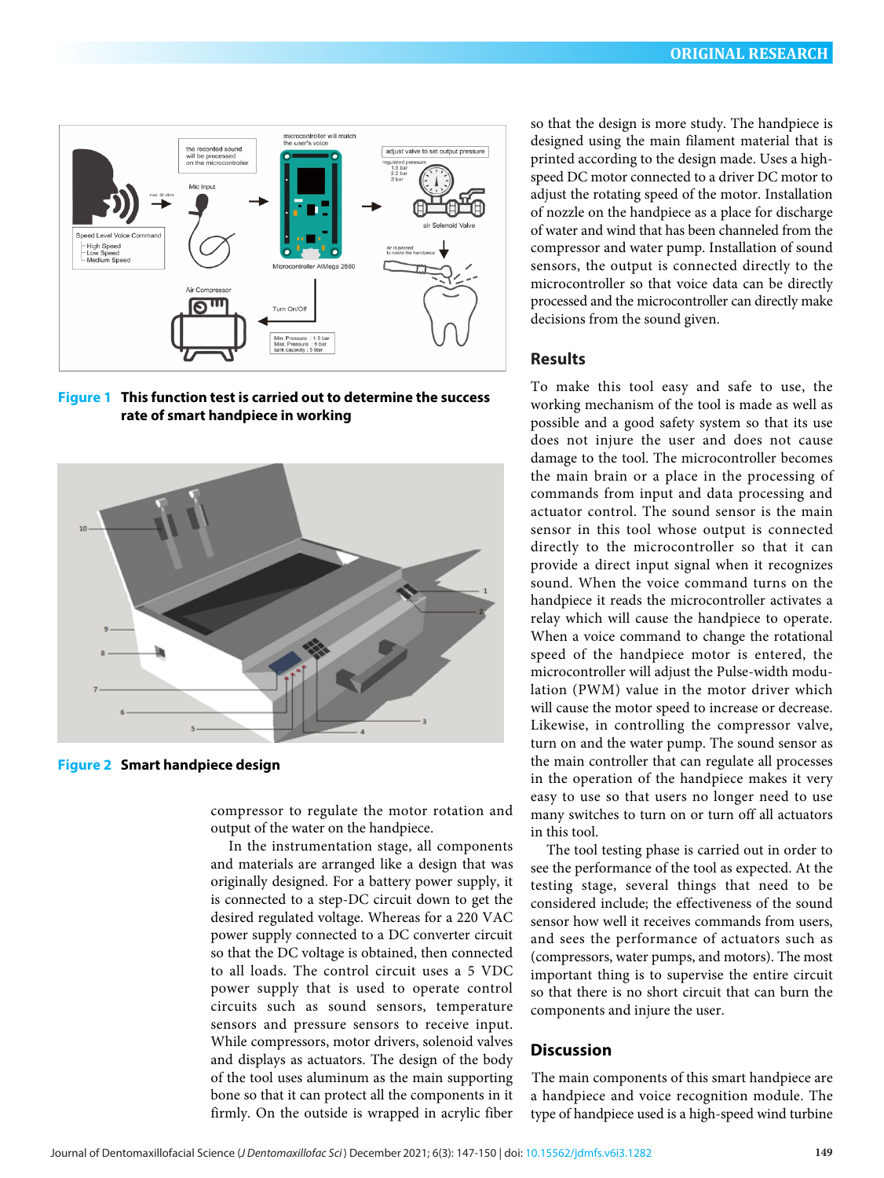Figure 1 This function test is carried out to determine the success rate of smart handpiece in working

Figure 2 Smart handpiece design

compressor to regulate the motor rotation and output of the water on the handpiece.

In the instrumentation stage, all components and materials are arranged like a design that was originally designed. For a battery power supply, it is connected to a step-DC circuit down to get the desired regulated voltage. Whereas for a 220 VAC power supply connected to a DC converter circuit so that the DC voltage is obtained, then connected to all loads. The control circuit uses a 5 VDC power supply that is used to operate control circuits such as sound sensors, temperature sensors and pressure sensors to receive input. While compressors, motor drivers, solenoid valves and displays as actuators. The design of the body of the tool uses aluminum as the main supporting bone so that it can protect all the components in it firmly. On the outside is wrapped in acrylic fiber so that the design is more study. The handpiece is designed using the main filament material that is printed according to the design made. Uses a high-speed DC motor connected to a driver DC motor to adjust the rotating speed of the motor. Installation of nozzle on the handpiece as a place for discharge of water and wind that has been channeled from the compressor and water pump. Installation of sound sensors, the output is connected directly to the microcontroller so that voice data can be directly processed and the microcontroller can directly make decisions from the sound given.

## Results

To make this tool easy and safe to use, the working mechanism of the tool is made as well as possible and a good safety system so that its use does not injure the user and does not cause damage to the tool. The microcontroller becomes the main brain or a place in the processing of commands from input and data processing and actuator control. The sound sensor is the main sensor in this tool whose output is connected directly to the microcontroller so that it can provide a direct input signal when it recognizes sound. When the voice command turns on the handpiece it reads the microcontroller activates a relay which will cause the handpiece to operate. When a voice command to change the rotational speed of the handpiece motor is entered, the microcontroller will adjust the Pulse-width modulation (PWM) value in the motor driver which will cause the motor speed to increase or decrease. Likewise, in controlling the compressor valve, turn on and the water pump. The sound sensor as the main controller that can regulate all processes in the operation of the handpiece makes it very easy to use so that users no longer need to use many switches to turn on or turn off all actuators in this tool.

The tool testing phase is carried out in order to see the performance of the tool as expected. At the testing stage, several things that need to be considered include; the effectiveness of the sound sensor how well it receives commands from users, and sees the performance of actuators such as (compressors, water pumps, and motors). The most important thing is to supervise the entire circuit so that there is no short circuit that can burn the components and injure the user.

## Discussion

The main components of this smart handpiece are a handpiece and voice recognition module. The type of handpiece used is a high-speed wind turbine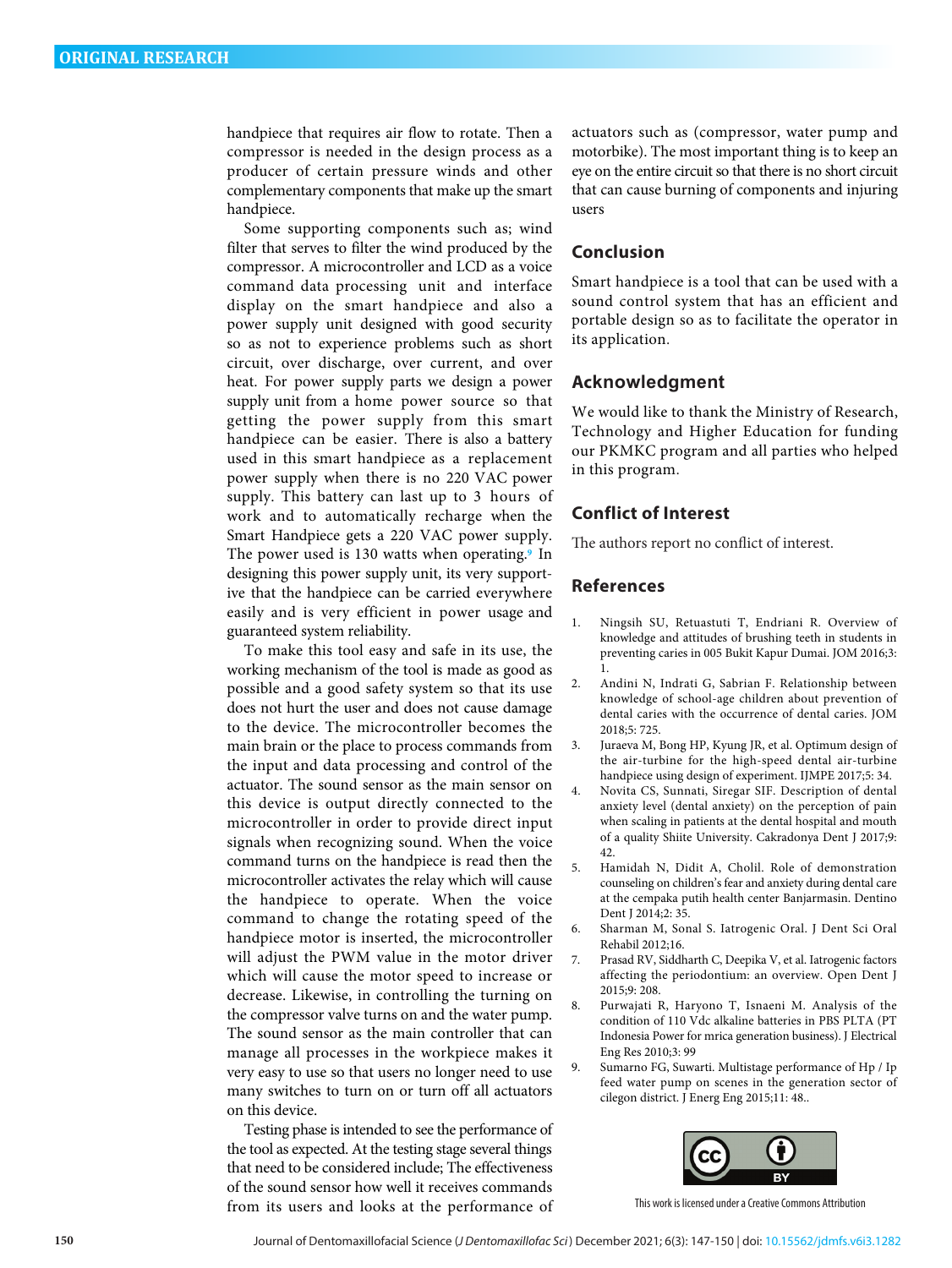handpiece that requires air flow to rotate. Then a compressor is needed in the design process as a producer of certain pressure winds and other complementary components that make up the smart handpiece.

Some supporting components such as; wind filter that serves to filter the wind produced by the compressor. A microcontroller and LCD as a voice command data processing unit and interface display on the smart handpiece and also a power supply unit designed with good security so as not to experience problems such as short circuit, over discharge, over current, and over heat. For power supply parts we design a power supply unit from a home power source so that getting the power supply from this smart handpiece can be easier. There is also a battery used in this smart handpiece as a replacement power supply when there is no 220 VAC power supply. This battery can last up to 3 hours of work and to automatically recharge when the Smart Handpiece gets a 220 VAC power supply. The power used is 130 watts when operating.[9] In designing this power supply unit, its very supportive that the handpiece can be carried everywhere easily and is very efficient in power usage and guaranteed system reliability.

To make this tool easy and safe in its use, the working mechanism of the tool is made as good as possible and a good safety system so that its use does not hurt the user and does not cause damage to the device. The microcontroller becomes the main brain or the place to process commands from the input and data processing and control of the actuator. The sound sensor as the main sensor on this device is output directly connected to the microcontroller in order to provide direct input signals when recognizing sound. When the voice command turns on the handpiece is read then the microcontroller activates the relay which will cause the handpiece to operate. When the voice command to change the rotating speed of the handpiece motor is inserted, the microcontroller will adjust the PWM value in the motor driver which will cause the motor speed to increase or decrease. Likewise, in controlling the turning on the compressor valve turns on and the water pump. The sound sensor as the main controller that can manage all processes in the workpiece makes it very easy to use so that users no longer need to use many switches to turn on or turn off all actuators on this device.

Testing phase is intended to see the performance of the tool as expected. At the testing stage several things that need to be considered include; The effectiveness of the sound sensor how well it receives commands from its users and looks at the performance of actuators such as (compressor, water pump and motorbike). The most important thing is to keep an eye on the entire circuit so that there is no short circuit that can cause burning of components and injuring users

## Conclusion

Smart handpiece is a tool that can be used with a sound control system that has an efficient and portable design so as to facilitate the operator in its application.

## Acknowledgment

We would like to thank the Ministry of Research, Technology and Higher Education for funding our PKMKC program and all parties who helped in this program.

## Conflict of Interest

The authors report no conflict of interest.

## References

1. Ningsih SU, Retuastuti T, Endriani R. Overview of knowledge and attitudes of brushing teeth in students in preventing caries in 005 Bukit Kapur Dumai. JOM 2016;3: 1.
2. Andini N, Indrati G, Sabrian F. Relationship between knowledge of school-age children about prevention of dental caries with the occurrence of dental caries. JOM 2018;5: 725.
3. Juraeva M, Bong HP, Kyung JR, et al. Optimum design of the air-turbine for the high-speed dental air-turbine handpiece using design of experiment. IJMPE 2017;5: 34.
4. Novita CS, Sunnati, Siregar SIF. Description of dental anxiety level (dental anxiety) on the perception of pain when scaling in patients at the dental hospital and mouth of a quality Shiite University. Cakradonya Dent J 2017;9: 42.
5. Hamidah N, Didit A, Cholil. Role of demonstration counseling on children's fear and anxiety during dental care at the cempaka putih health center Banjarmasin. Dentino Dent J 2014;2: 35.
6. Sharman M, Sonal S. Iatrogenic Oral. J Dent Sci Oral Rehabil 2012;16.
7. Prasad RV, Siddharth C, Deepika V, et al. Iatrogenic factors affecting the periodontium: an overview. Open Dent J 2015;9: 208.
8. Purwajati R, Haryono T, Isnaeni M. Analysis of the condition of 110 Vdc alkaline batteries in PBS PLTA (PT Indonesia Power for mrica generation business). J Electrical Eng Res 2010;3: 99
9. Sumarno FG, Suwarti. Multistage performance of Hp / Ip feed water pump on scenes in the generation sector of cilegon district. J Energ Eng 2015;11: 48..

This work is licensed under a Creative Commons Attribution